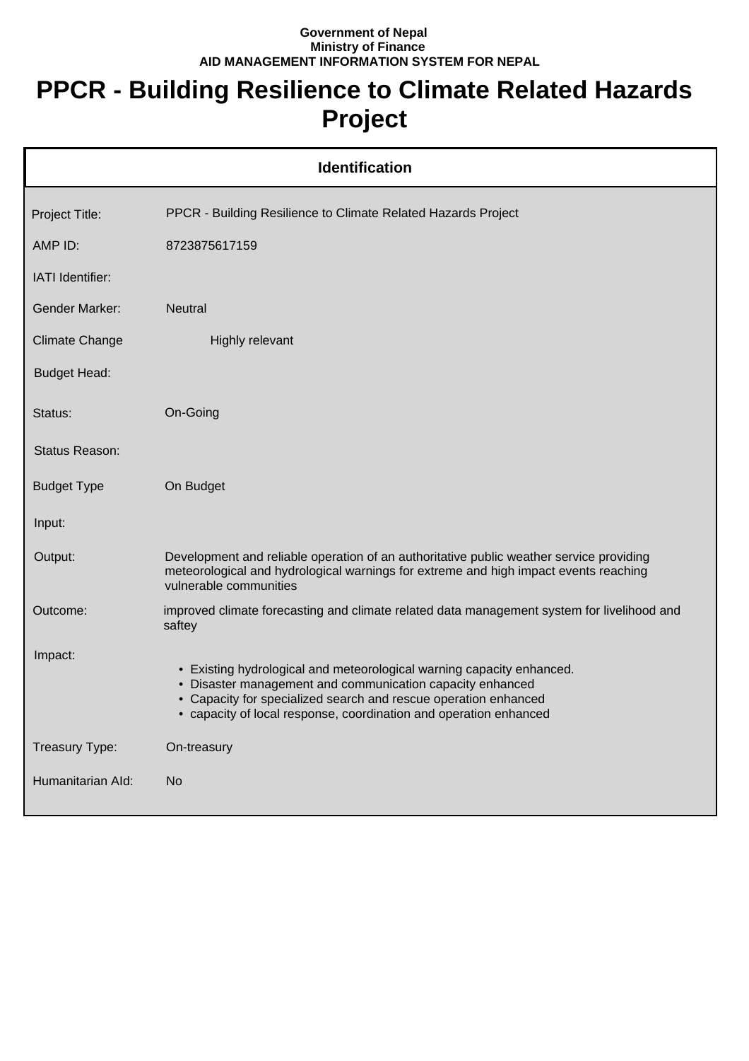**Government of Nepal**
**Ministry of Finance**
**AID MANAGEMENT INFORMATION SYSTEM FOR NEPAL**

# PPCR - Building Resilience to Climate Related Hazards Project

## Identification

| | |
|---|---|
| Project Title: | PPCR - Building Resilience to Climate Related Hazards Project |
| AMP ID: | 8723875617159 |
| IATI Identifier: | |
| Gender Marker: | Neutral |
| Climate Change | Highly relevant |
| Budget Head: | |
| Status: | On-Going |
| Status Reason: | |
| Budget Type | On Budget |
| Input: | |
| Output: | Development and reliable operation of an authoritative public weather service providing meteorological and hydrological warnings for extreme and high impact events reaching vulnerable communities |
| Outcome: | improved climate forecasting and climate related data management system for livelihood and saftey |
| Impact: | • Existing hydrological and meteorological warning capacity enhanced.<br>• Disaster management and communication capacity enhanced<br>• Capacity for specialized search and rescue operation enhanced<br>• capacity of local response, coordination and operation enhanced |
| Treasury Type: | On-treasury |
| Humanitarian AId: | No |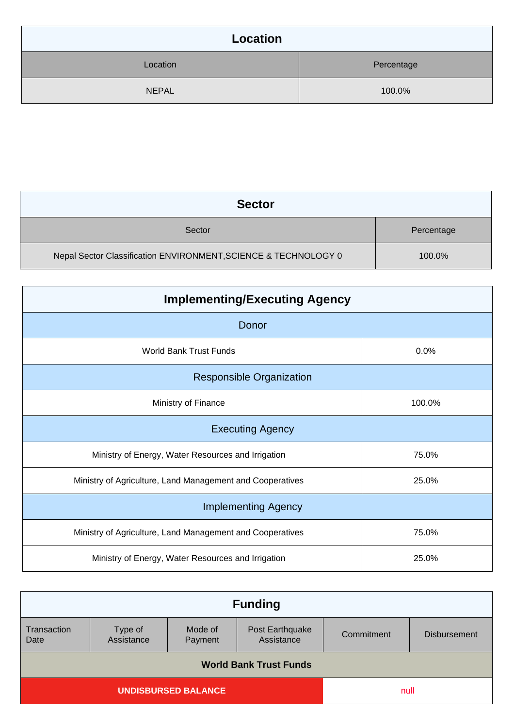## Location

| Location | Percentage |
|---|---|
| NEPAL | 100.0% |

## Sector

| Sector | Percentage |
|---|---|
| Nepal Sector Classification ENVIRONMENT,SCIENCE & TECHNOLOGY 0 | 100.0% |

## Implementing/Executing Agency

| | |
|---|---|
| **Donor** | |
| World Bank Trust Funds | 0.0% |
| **Responsible Organization** | |
| Ministry of Finance | 100.0% |
| **Executing Agency** | |
| Ministry of Energy, Water Resources and Irrigation | 75.0% |
| Ministry of Agriculture, Land Management and Cooperatives | 25.0% |
| **Implementing Agency** | |
| Ministry of Agriculture, Land Management and Cooperatives | 75.0% |
| Ministry of Energy, Water Resources and Irrigation | 25.0% |

## Funding

| Transaction Date | Type of Assistance | Mode of Payment | Post Earthquake Assistance | Commitment | Disbursement |
|---|---|---|---|---|---|
| **World Bank Trust Funds** | | | | | |
| **UNDISBURSED BALANCE** | | | | null | |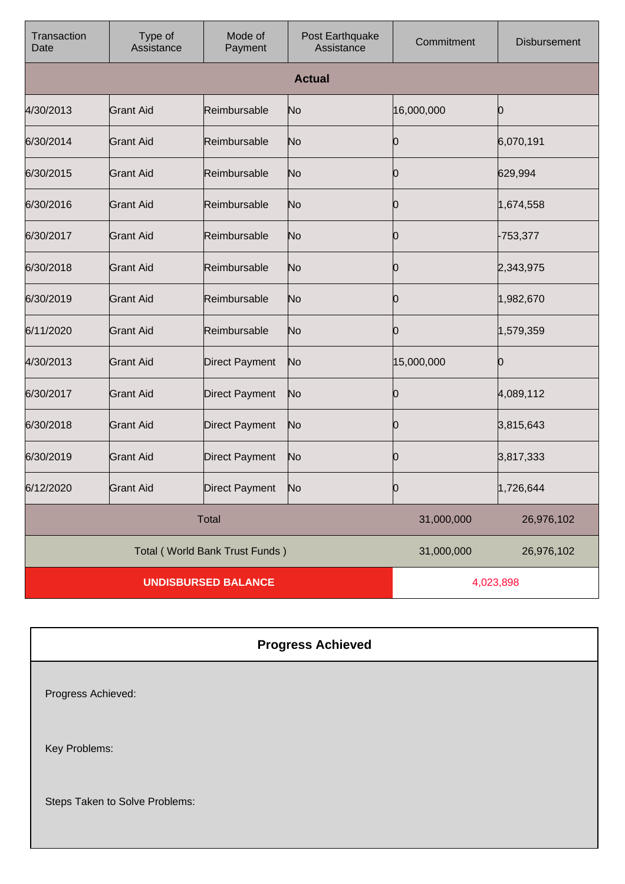| Transaction Date | Type of Assistance | Mode of Payment | Post Earthquake Assistance | Commitment | Disbursement |
|---|---|---|---|---|---|
| **Actual** | | | | | |
| 4/30/2013 | Grant Aid | Reimbursable | No | 16,000,000 | 0 |
| 6/30/2014 | Grant Aid | Reimbursable | No | 0 | 6,070,191 |
| 6/30/2015 | Grant Aid | Reimbursable | No | 0 | 629,994 |
| 6/30/2016 | Grant Aid | Reimbursable | No | 0 | 1,674,558 |
| 6/30/2017 | Grant Aid | Reimbursable | No | 0 | -753,377 |
| 6/30/2018 | Grant Aid | Reimbursable | No | 0 | 2,343,975 |
| 6/30/2019 | Grant Aid | Reimbursable | No | 0 | 1,982,670 |
| 6/11/2020 | Grant Aid | Reimbursable | No | 0 | 1,579,359 |
| 4/30/2013 | Grant Aid | Direct Payment | No | 15,000,000 | 0 |
| 6/30/2017 | Grant Aid | Direct Payment | No | 0 | 4,089,112 |
| 6/30/2018 | Grant Aid | Direct Payment | No | 0 | 3,815,643 |
| 6/30/2019 | Grant Aid | Direct Payment | No | 0 | 3,817,333 |
| 6/12/2020 | Grant Aid | Direct Payment | No | 0 | 1,726,644 |
| Total | | | | 31,000,000 | 26,976,102 |
| Total ( World Bank Trust Funds ) | | | | 31,000,000 | 26,976,102 |
| **UNDISBURSED BALANCE** | | | | 4,023,898 | |

## Progress Achieved

Progress Achieved:

Key Problems:

Steps Taken to Solve Problems: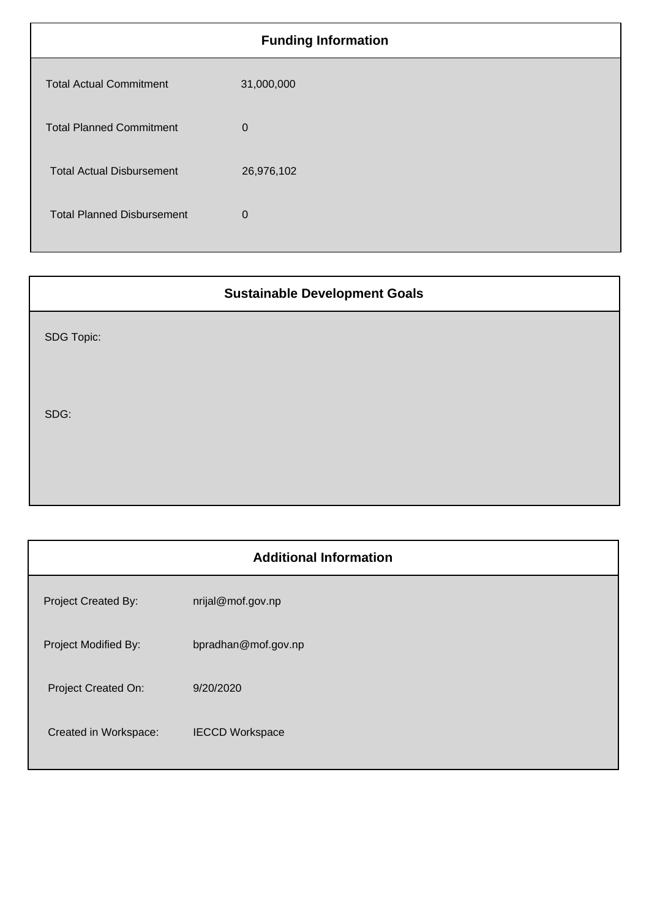## Funding Information

| | |
|---|---|
| Total Actual Commitment | 31,000,000 |
| Total Planned Commitment | 0 |
| Total Actual Disbursement | 26,976,102 |
| Total Planned Disbursement | 0 |

## Sustainable Development Goals

SDG Topic:

SDG:

## Additional Information

| | |
|---|---|
| Project Created By: | nrijal@mof.gov.np |
| Project Modified By: | bpradhan@mof.gov.np |
| Project Created On: | 9/20/2020 |
| Created in Workspace: | IECCD Workspace |